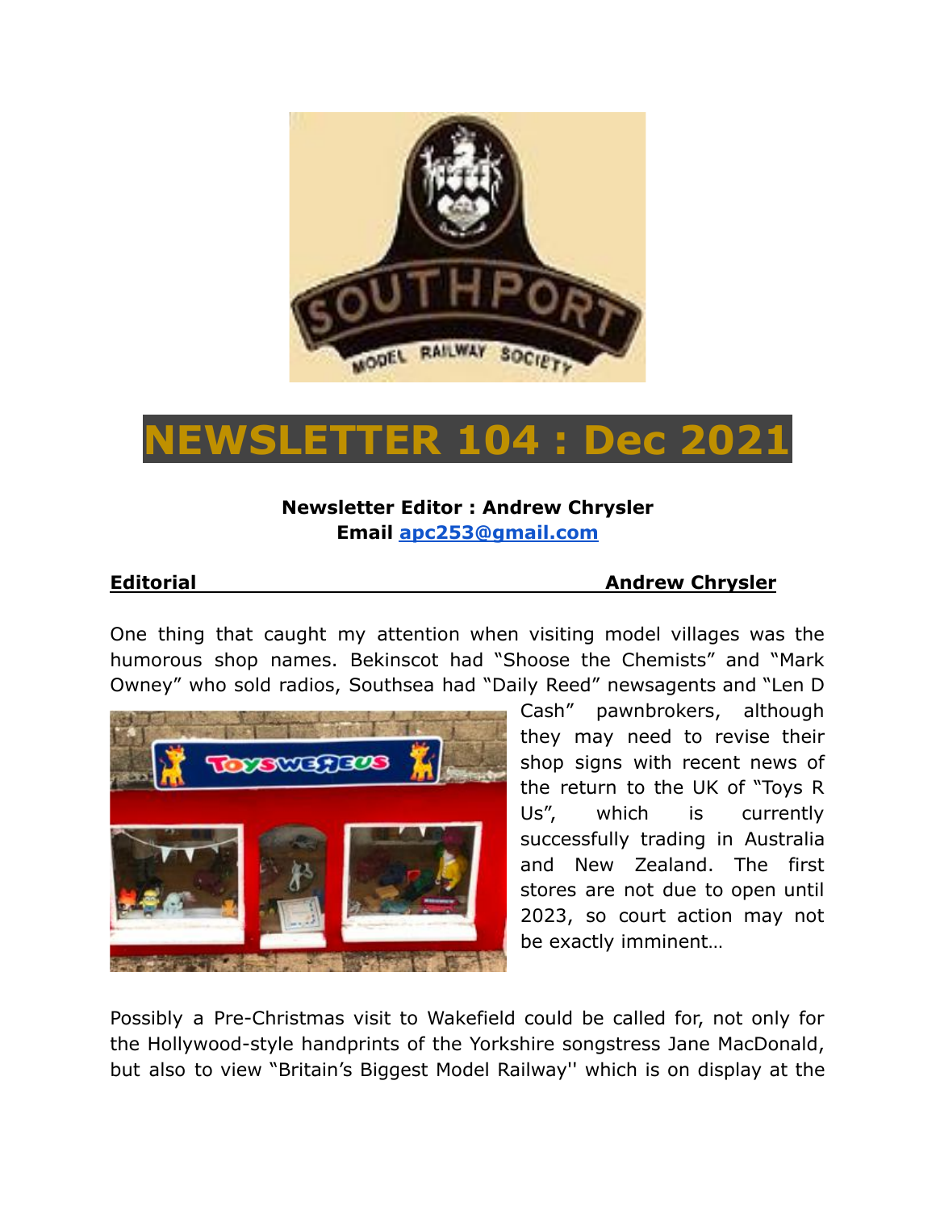# NEWSLETTER 104 : Dec 2021

**Newsletter Editor : Andrew Chrysler**
**Email apc253@gmail.com**

## Editorial — Andrew Chrysler

One thing that caught my attention when visiting model villages was the humorous shop names. Bekinscot had "Shoose the Chemists" and "Mark Owney" who sold radios, Southsea had "Daily Reed" newsagents and "Len D Cash" pawnbrokers, although they may need to revise their shop signs with recent news of the return to the UK of "Toys R Us", which is currently successfully trading in Australia and New Zealand. The first stores are not due to open until 2023, so court action may not be exactly imminent…

Possibly a Pre-Christmas visit to Wakefield could be called for, not only for the Hollywood-style handprints of the Yorkshire songstress Jane MacDonald, but also to view "Britain's Biggest Model Railway'' which is on display at the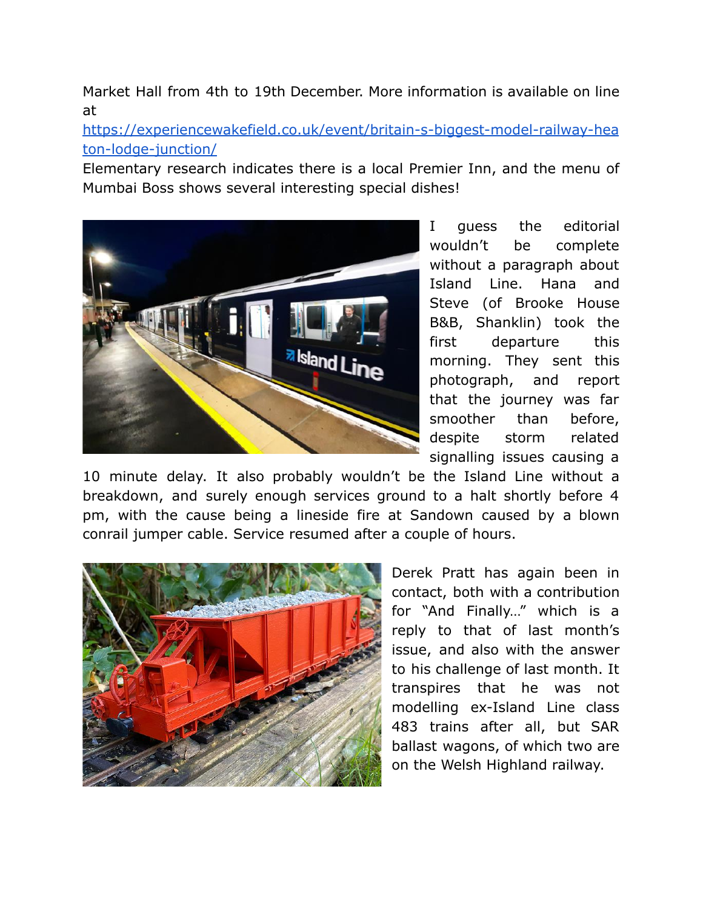Market Hall from 4th to 19th December. More information is available on line at https://experiencewakefield.co.uk/event/britain-s-biggest-model-railway-heaton-lodge-junction/
Elementary research indicates there is a local Premier Inn, and the menu of Mumbai Boss shows several interesting special dishes!

I guess the editorial wouldn't be complete without a paragraph about Island Line. Hana and Steve (of Brooke House B&B, Shanklin) took the first departure this morning. They sent this photograph, and report that the journey was far smoother than before, despite storm related signalling issues causing a 10 minute delay. It also probably wouldn't be the Island Line without a breakdown, and surely enough services ground to a halt shortly before 4 pm, with the cause being a lineside fire at Sandown caused by a blown conrail jumper cable. Service resumed after a couple of hours.

Derek Pratt has again been in contact, both with a contribution for "And Finally…" which is a reply to that of last month's issue, and also with the answer to his challenge of last month. It transpires that he was not modelling ex-Island Line class 483 trains after all, but SAR ballast wagons, of which two are on the Welsh Highland railway.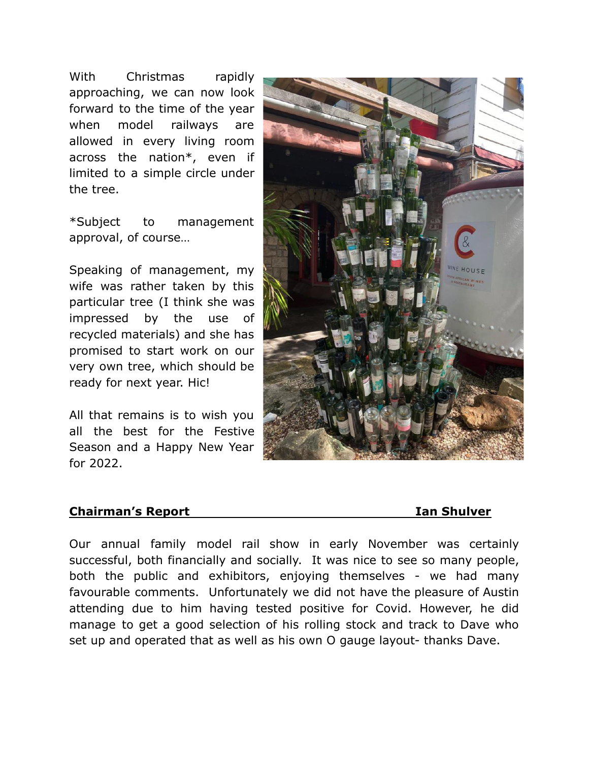With Christmas rapidly approaching, we can now look forward to the time of the year when model railways are allowed in every living room across the nation*, even if limited to a simple circle under the tree.

*Subject to management approval, of course…

Speaking of management, my wife was rather taken by this particular tree (I think she was impressed by the use of recycled materials) and she has promised to start work on our very own tree, which should be ready for next year. Hic!

All that remains is to wish you all the best for the Festive Season and a Happy New Year for 2022.

## Chairman's Report — Ian Shulver

Our annual family model rail show in early November was certainly successful, both financially and socially. It was nice to see so many people, both the public and exhibitors, enjoying themselves - we had many favourable comments. Unfortunately we did not have the pleasure of Austin attending due to him having tested positive for Covid. However, he did manage to get a good selection of his rolling stock and track to Dave who set up and operated that as well as his own O gauge layout- thanks Dave.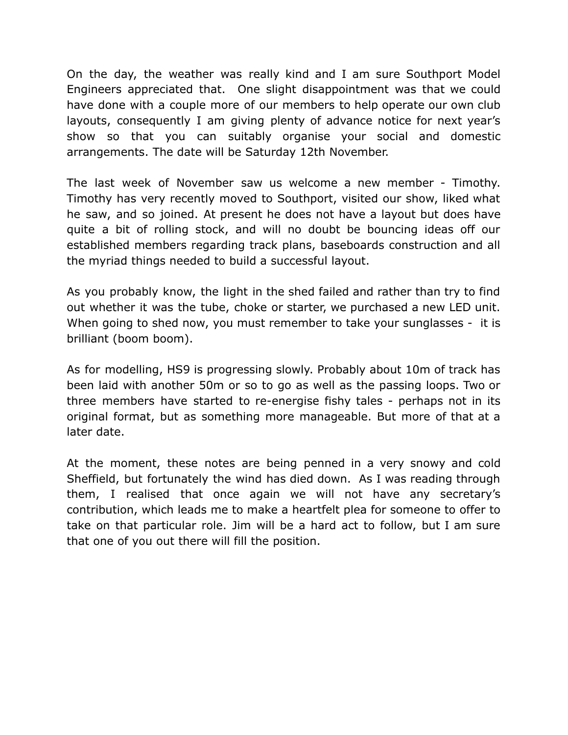On the day, the weather was really kind and I am sure Southport Model Engineers appreciated that. One slight disappointment was that we could have done with a couple more of our members to help operate our own club layouts, consequently I am giving plenty of advance notice for next year's show so that you can suitably organise your social and domestic arrangements. The date will be Saturday 12th November.

The last week of November saw us welcome a new member - Timothy. Timothy has very recently moved to Southport, visited our show, liked what he saw, and so joined. At present he does not have a layout but does have quite a bit of rolling stock, and will no doubt be bouncing ideas off our established members regarding track plans, baseboards construction and all the myriad things needed to build a successful layout.

As you probably know, the light in the shed failed and rather than try to find out whether it was the tube, choke or starter, we purchased a new LED unit. When going to shed now, you must remember to take your sunglasses - it is brilliant (boom boom).

As for modelling, HS9 is progressing slowly. Probably about 10m of track has been laid with another 50m or so to go as well as the passing loops. Two or three members have started to re-energise fishy tales - perhaps not in its original format, but as something more manageable. But more of that at a later date.

At the moment, these notes are being penned in a very snowy and cold Sheffield, but fortunately the wind has died down. As I was reading through them, I realised that once again we will not have any secretary's contribution, which leads me to make a heartfelt plea for someone to offer to take on that particular role. Jim will be a hard act to follow, but I am sure that one of you out there will fill the position.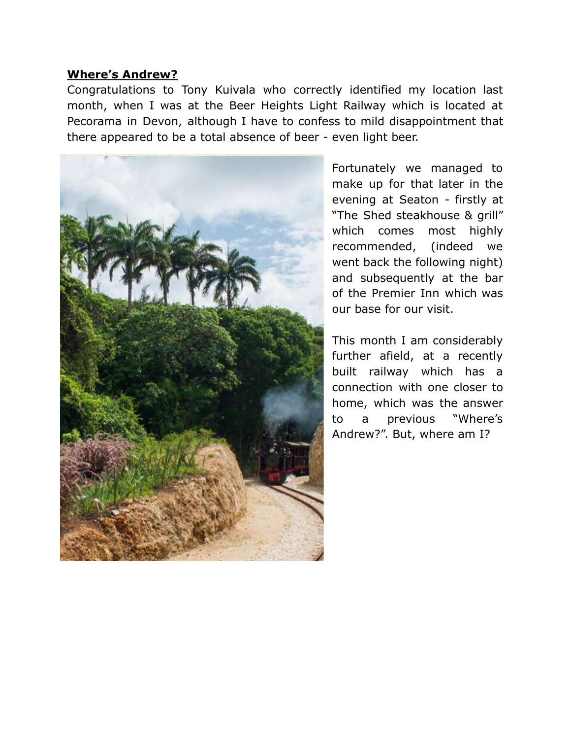**Where's Andrew?**

Congratulations to Tony Kuivala who correctly identified my location last month, when I was at the Beer Heights Light Railway which is located at Pecorama in Devon, although I have to confess to mild disappointment that there appeared to be a total absence of beer - even light beer.

Fortunately we managed to make up for that later in the evening at Seaton - firstly at "The Shed steakhouse & grill" which comes most highly recommended, (indeed we went back the following night) and subsequently at the bar of the Premier Inn which was our base for our visit.

This month I am considerably further afield, at a recently built railway which has a connection with one closer to home, which was the answer to a previous "Where's Andrew?". But, where am I?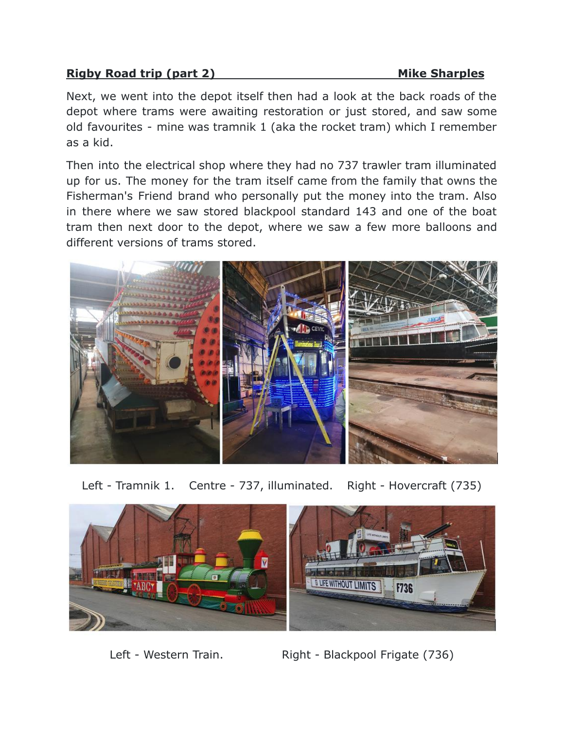**Rigby Road trip (part 2)** **Mike Sharples**

Next, we went into the depot itself then had a look at the back roads of the depot where trams were awaiting restoration or just stored, and saw some old favourites - mine was tramnik 1 (aka the rocket tram) which I remember as a kid.

Then into the electrical shop where they had no 737 trawler tram illuminated up for us. The money for the tram itself came from the family that owns the Fisherman's Friend brand who personally put the money into the tram. Also in there where we saw stored blackpool standard 143 and one of the boat tram then next door to the depot, where we saw a few more balloons and different versions of trams stored.

Left - Tramnik 1. Centre - 737, illuminated. Right - Hovercraft (735)

Left - Western Train. Right - Blackpool Frigate (736)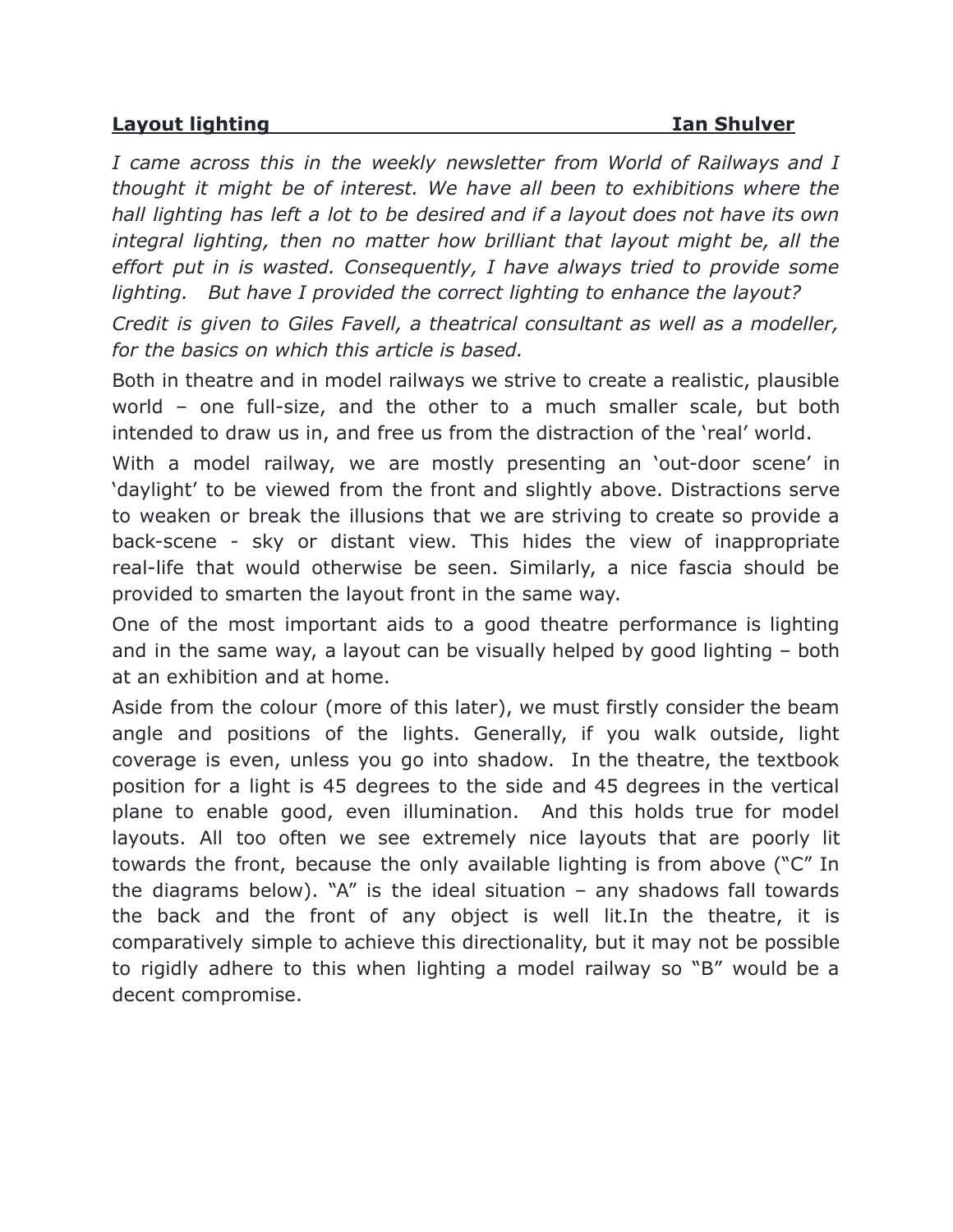**Layout lighting** **Ian Shulver**

*I came across this in the weekly newsletter from World of Railways and I thought it might be of interest. We have all been to exhibitions where the hall lighting has left a lot to be desired and if a layout does not have its own integral lighting, then no matter how brilliant that layout might be, all the effort put in is wasted. Consequently, I have always tried to provide some lighting. But have I provided the correct lighting to enhance the layout?*

*Credit is given to Giles Favell, a theatrical consultant as well as a modeller, for the basics on which this article is based.*

Both in theatre and in model railways we strive to create a realistic, plausible world – one full-size, and the other to a much smaller scale, but both intended to draw us in, and free us from the distraction of the 'real' world.

With a model railway, we are mostly presenting an 'out-door scene' in 'daylight' to be viewed from the front and slightly above. Distractions serve to weaken or break the illusions that we are striving to create so provide a back-scene - sky or distant view. This hides the view of inappropriate real-life that would otherwise be seen. Similarly, a nice fascia should be provided to smarten the layout front in the same way.

One of the most important aids to a good theatre performance is lighting and in the same way, a layout can be visually helped by good lighting – both at an exhibition and at home.

Aside from the colour (more of this later), we must firstly consider the beam angle and positions of the lights. Generally, if you walk outside, light coverage is even, unless you go into shadow. In the theatre, the textbook position for a light is 45 degrees to the side and 45 degrees in the vertical plane to enable good, even illumination. And this holds true for model layouts. All too often we see extremely nice layouts that are poorly lit towards the front, because the only available lighting is from above ("C" In the diagrams below). "A" is the ideal situation – any shadows fall towards the back and the front of any object is well lit.In the theatre, it is comparatively simple to achieve this directionality, but it may not be possible to rigidly adhere to this when lighting a model railway so "B" would be a decent compromise.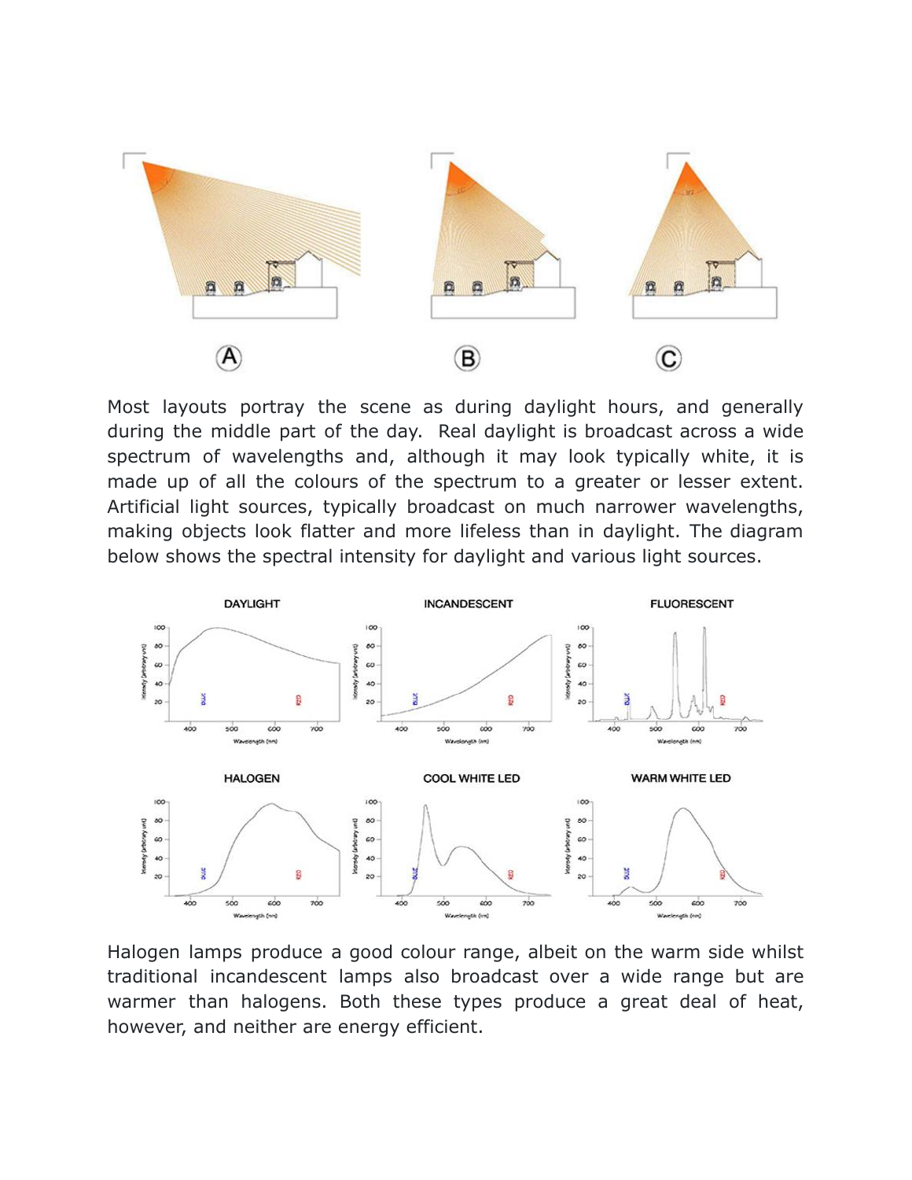Most layouts portray the scene as during daylight hours, and generally during the middle part of the day. Real daylight is broadcast across a wide spectrum of wavelengths and, although it may look typically white, it is made up of all the colours of the spectrum to a greater or lesser extent. Artificial light sources, typically broadcast on much narrower wavelengths, making objects look flatter and more lifeless than in daylight. The diagram below shows the spectral intensity for daylight and various light sources.

Halogen lamps produce a good colour range, albeit on the warm side whilst traditional incandescent lamps also broadcast over a wide range but are warmer than halogens. Both these types produce a great deal of heat, however, and neither are energy efficient.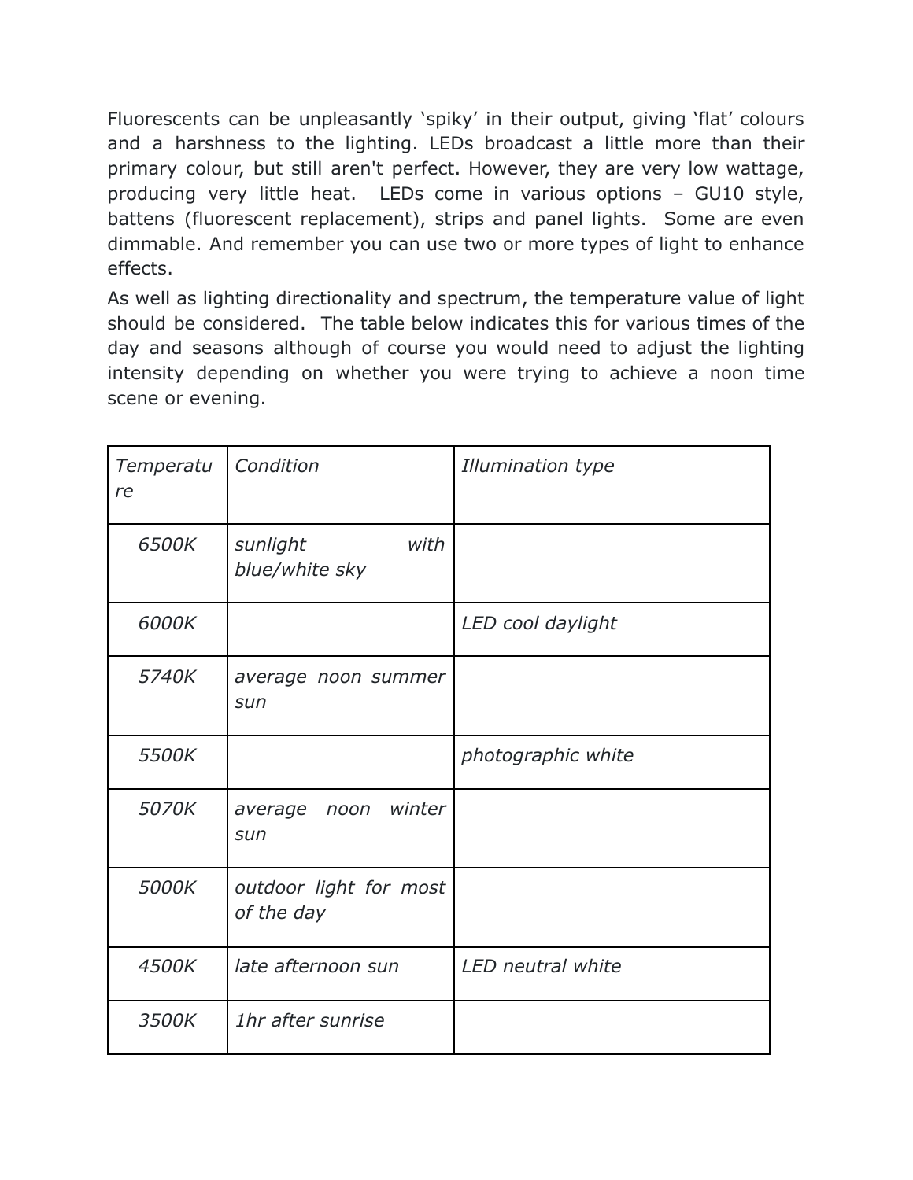Fluorescents can be unpleasantly ‘spiky’ in their output, giving ‘flat’ colours and a harshness to the lighting. LEDs broadcast a little more than their primary colour, but still aren't perfect. However, they are very low wattage, producing very little heat. LEDs come in various options – GU10 style, battens (fluorescent replacement), strips and panel lights. Some are even dimmable. And remember you can use two or more types of light to enhance effects.

As well as lighting directionality and spectrum, the temperature value of light should be considered. The table below indicates this for various times of the day and seasons although of course you would need to adjust the lighting intensity depending on whether you were trying to achieve a noon time scene or evening.

| *Temperature* | *Condition* | *Illumination type* |
|---|---|---|
| *6500K* | *sunlight with blue/white sky* | |
| *6000K* | | *LED cool daylight* |
| *5740K* | *average noon summer sun* | |
| *5500K* | | *photographic white* |
| *5070K* | *average noon winter sun* | |
| *5000K* | *outdoor light for most of the day* | |
| *4500K* | *late afternoon sun* | *LED neutral white* |
| *3500K* | *1hr after sunrise* | |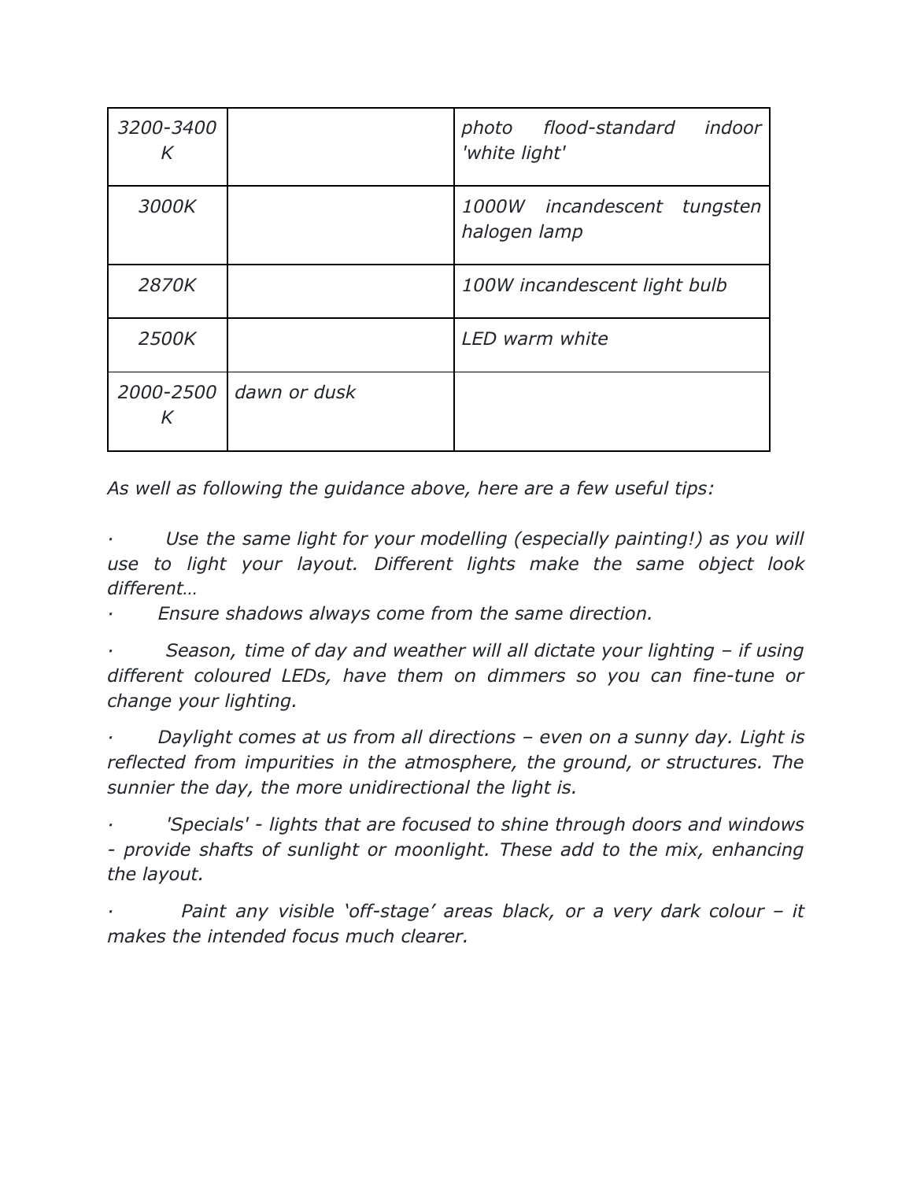| | | |
|---|---|---|
| *3200-3400 K* | | *photo flood-standard indoor 'white light'* |
| *3000K* | | *1000W incandescent tungsten halogen lamp* |
| *2870K* | | *100W incandescent light bulb* |
| *2500K* | | *LED warm white* |
| *2000-2500 K* | *dawn or dusk* | |

*As well as following the guidance above, here are a few useful tips:*

- *Use the same light for your modelling (especially painting!) as you will use to light your layout. Different lights make the same object look different…*
- *Ensure shadows always come from the same direction.*
- *Season, time of day and weather will all dictate your lighting – if using different coloured LEDs, have them on dimmers so you can fine-tune or change your lighting.*
- *Daylight comes at us from all directions – even on a sunny day. Light is reflected from impurities in the atmosphere, the ground, or structures. The sunnier the day, the more unidirectional the light is.*
- *'Specials' - lights that are focused to shine through doors and windows - provide shafts of sunlight or moonlight. These add to the mix, enhancing the layout.*
- *Paint any visible 'off-stage' areas black, or a very dark colour – it makes the intended focus much clearer.*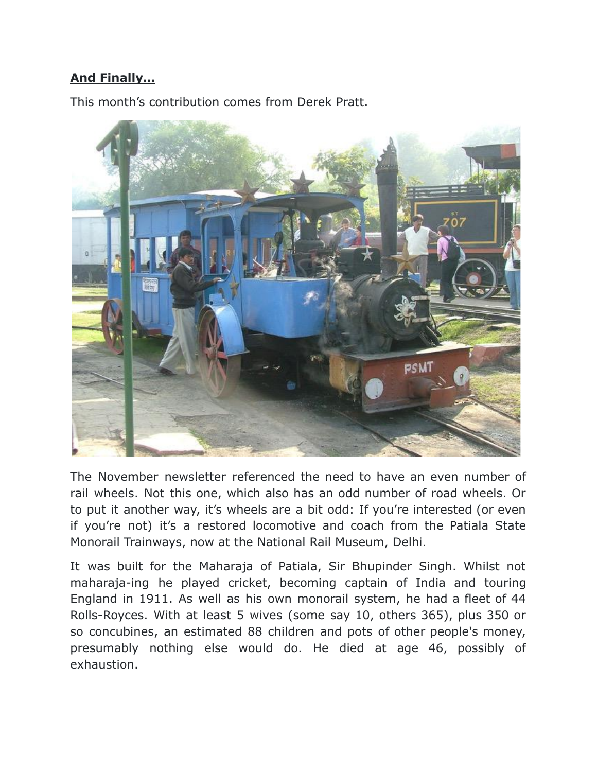**And Finally…**

This month's contribution comes from Derek Pratt.

The November newsletter referenced the need to have an even number of rail wheels. Not this one, which also has an odd number of road wheels. Or to put it another way, it's wheels are a bit odd: If you're interested (or even if you're not) it's a restored locomotive and coach from the Patiala State Monorail Trainways, now at the National Rail Museum, Delhi.

It was built for the Maharaja of Patiala, Sir Bhupinder Singh. Whilst not maharaja-ing he played cricket, becoming captain of India and touring England in 1911. As well as his own monorail system, he had a fleet of 44 Rolls-Royces. With at least 5 wives (some say 10, others 365), plus 350 or so concubines, an estimated 88 children and pots of other people's money, presumably nothing else would do. He died at age 46, possibly of exhaustion.